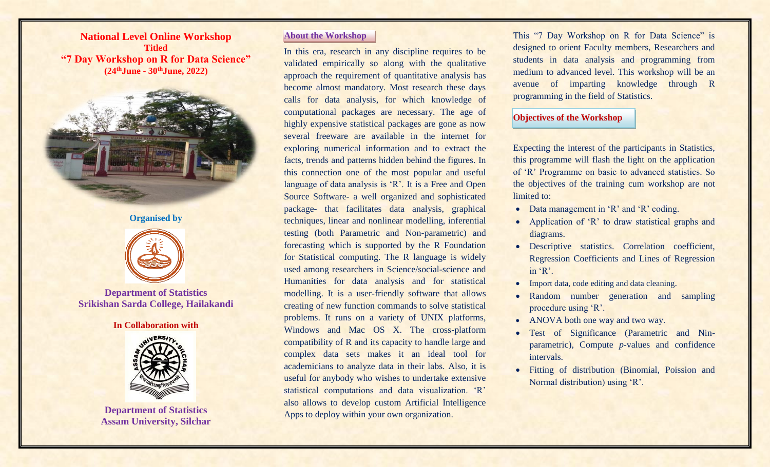# National Level Online Workshop

**Titled**

# "7 Day Workshop on R for Data Science"

**(24th June - 30th June, 2022)**

**Organised by**

**Department of Statistics**
**Srikishan Sarda College, Hailakandi**

**In Collaboration with**

**Department of Statistics**
**Assam University, Silchar**

## About the Workshop

In this era, research in any discipline requires to be validated empirically so along with the qualitative approach the requirement of quantitative analysis has become almost mandatory. Most research these days calls for data analysis, for which knowledge of computational packages are necessary. The age of highly expensive statistical packages are gone as now several freeware are available in the internet for exploring numerical information and to extract the facts, trends and patterns hidden behind the figures. In this connection one of the most popular and useful language of data analysis is 'R'. It is a Free and Open Source Software- a well organized and sophisticated package- that facilitates data analysis, graphical techniques, linear and nonlinear modelling, inferential testing (both Parametric and Non-parametric) and forecasting which is supported by the R Foundation for Statistical computing. The R language is widely used among researchers in Science/social-science and Humanities for data analysis and for statistical modelling. It is a user-friendly software that allows creating of new function commands to solve statistical problems. It runs on a variety of UNIX platforms, Windows and Mac OS X. The cross-platform compatibility of R and its capacity to handle large and complex data sets makes it an ideal tool for academicians to analyze data in their labs. Also, it is useful for anybody who wishes to undertake extensive statistical computations and data visualization. 'R' also allows to develop custom Artificial Intelligence Apps to deploy within your own organization.

This "7 Day Workshop on R for Data Science" is designed to orient Faculty members, Researchers and students in data analysis and programming from medium to advanced level. This workshop will be an avenue of imparting knowledge through R programming in the field of Statistics.

## Objectives of the Workshop

Expecting the interest of the participants in Statistics, this programme will flash the light on the application of 'R' Programme on basic to advanced statistics. So the objectives of the training cum workshop are not limited to:

- Data management in 'R' and 'R' coding.
- Application of 'R' to draw statistical graphs and diagrams.
- Descriptive statistics. Correlation coefficient, Regression Coefficients and Lines of Regression in 'R'.
- Import data, code editing and data cleaning.
- Random number generation and sampling procedure using 'R'.
- ANOVA both one way and two way.
- Test of Significance (Parametric and Nin-parametric), Compute *p*-values and confidence intervals.
- Fitting of distribution (Binomial, Poission and Normal distribution) using 'R'.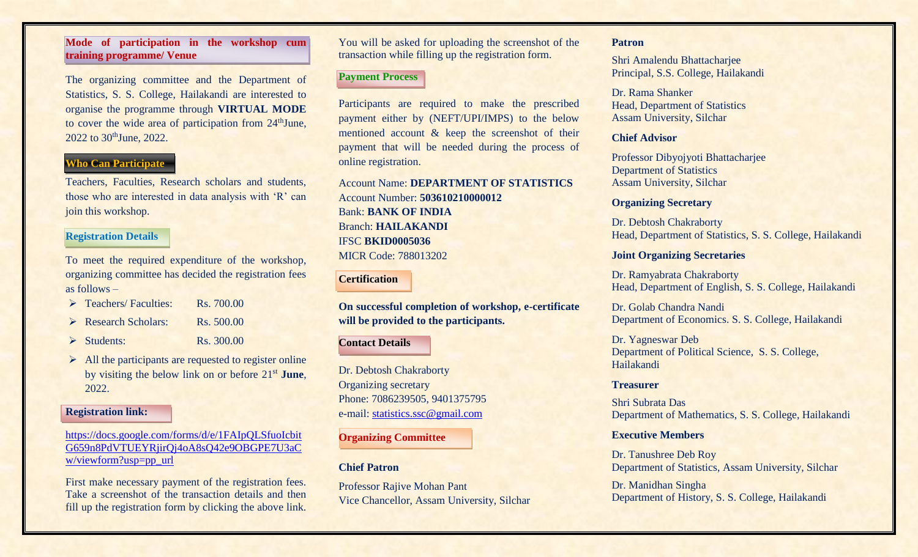## Mode of participation in the workshop cum training programme/ Venue

The organizing committee and the Department of Statistics, S. S. College, Hailakandi are interested to organise the programme through **VIRTUAL MODE** to cover the wide area of participation from 24th June, 2022 to 30th June, 2022.

## Who Can Participate

Teachers, Faculties, Research scholars and students, those who are interested in data analysis with 'R' can join this workshop.

## Registration Details

To meet the required expenditure of the workshop, organizing committee has decided the registration fees as follows –

- Teachers/ Faculties: Rs. 700.00
- Research Scholars: Rs. 500.00
- Students: Rs. 300.00
- All the participants are requested to register online by visiting the below link on or before 21st **June**, 2022.

## Registration link:

https://docs.google.com/forms/d/e/1FAIpQLSfuoIcbitG659n8PdVTUEYRjirQj4oA8sQ42e9OBGPE7U3aCw/viewform?usp=pp_url

First make necessary payment of the registration fees. Take a screenshot of the transaction details and then fill up the registration form by clicking the above link.

You will be asked for uploading the screenshot of the transaction while filling up the registration form.

## Payment Process

Participants are required to make the prescribed payment either by (NEFT/UPI/IMPS) to the below mentioned account & keep the screenshot of their payment that will be needed during the process of online registration.

Account Name: **DEPARTMENT OF STATISTICS**
Account Number: **503610210000012**
Bank: **BANK OF INDIA**
Branch: **HAILAKANDI**
IFSC **BKID0005036**
MICR Code: 788013202

## Certification

**On successful completion of workshop, e-certificate will be provided to the participants.**

## Contact Details

Dr. Debtosh Chakraborty
Organizing secretary
Phone: 7086239505, 9401375795
e-mail: statistics.ssc@gmail.com

## Organizing Committee

### Chief Patron

Professor Rajive Mohan Pant
Vice Chancellor, Assam University, Silchar

### Patron

Shri Amalendu Bhattacharjee
Principal, S.S. College, Hailakandi

Dr. Rama Shanker
Head, Department of Statistics
Assam University, Silchar

### Chief Advisor

Professor Dibyojyoti Bhattacharjee
Department of Statistics
Assam University, Silchar

### Organizing Secretary

Dr. Debtosh Chakraborty
Head, Department of Statistics, S. S. College, Hailakandi

### Joint Organizing Secretaries

Dr. Ramyabrata Chakraborty
Head, Department of English, S. S. College, Hailakandi

Dr. Golab Chandra Nandi
Department of Economics. S. S. College, Hailakandi

Dr. Yagneswar Deb
Department of Political Science, S. S. College, Hailakandi

### Treasurer

Shri Subrata Das
Department of Mathematics, S. S. College, Hailakandi

### Executive Members

Dr. Tanushree Deb Roy
Department of Statistics, Assam University, Silchar

Dr. Manidhan Singha
Department of History, S. S. College, Hailakandi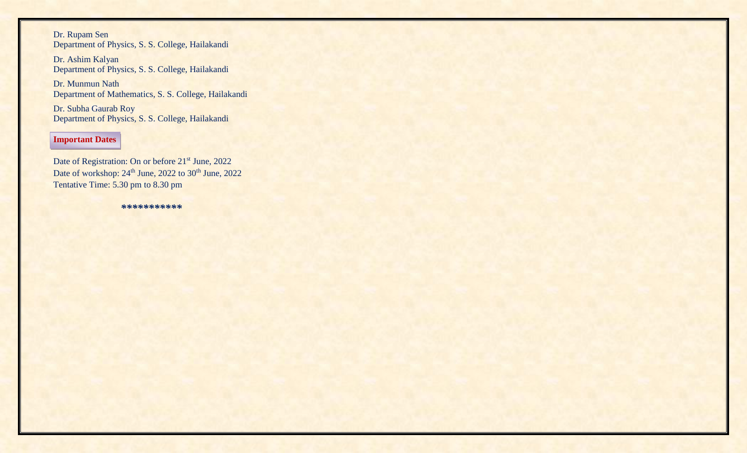Dr. Rupam Sen
Department of Physics, S. S. College, Hailakandi

Dr. Ashim Kalyan
Department of Physics, S. S. College, Hailakandi

Dr. Munmun Nath
Department of Mathematics, S. S. College, Hailakandi

Dr. Subha Gaurab Roy
Department of Physics, S. S. College, Hailakandi

## Important Dates

Date of Registration: On or before 21st June, 2022
Date of workshop: 24th June, 2022 to 30th June, 2022
Tentative Time: 5.30 pm to 8.30 pm

***********